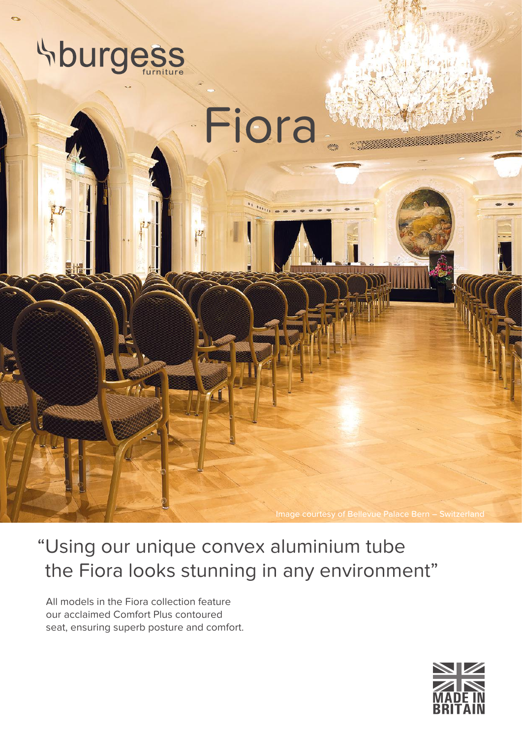burgess furniture

# Fiora

Image courtesy of Bellevue Palace Bern – Switzerland

## "Using our unique convex aluminium tube the Fiora looks stunning in any environment"

All models in the Fiora collection feature our acclaimed Comfort Plus contoured seat, ensuring superb posture and comfort.

MADE IN BRITAIN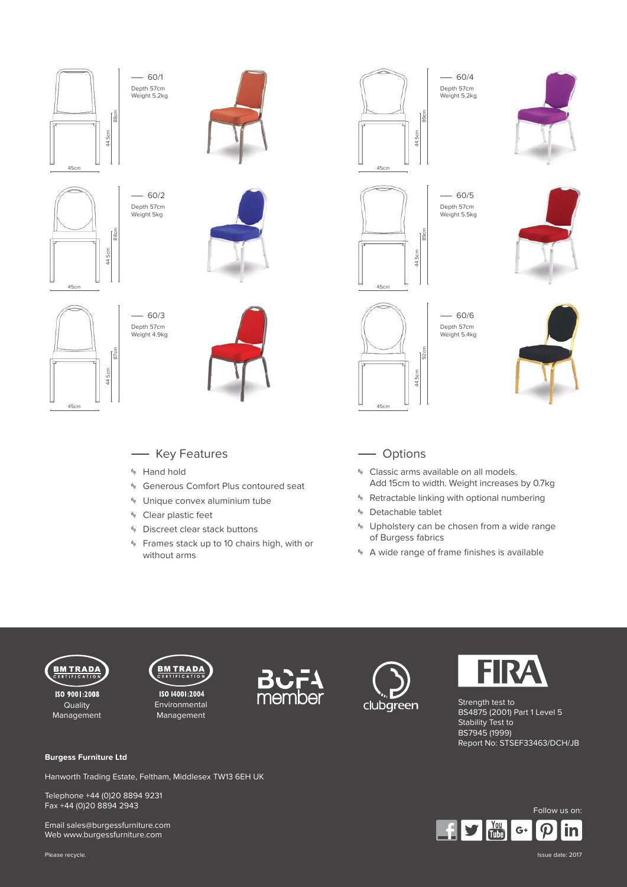45cm
44.5cm
88cm

— 60/1
Depth 57cm
Weight 5.2kg

45cm
44.5cm
89cm

— 60/4
Depth 57cm
Weight 5.2kg

45cm
44.5cm
88cm

— 60/2
Depth 57cm
Weight 5kg

45cm
44.5cm
89cm

— 60/5
Depth 57cm
Weight 5.5kg

45cm
44.5cm
87cm

— 60/3
Depth 57cm
Weight 4.9kg

45cm
44.5cm
92cm

— 60/6
Depth 57cm
Weight 5.4kg

## Key Features

- Hand hold
- Generous Comfort Plus contoured seat
- Unique convex aluminium tube
- Clear plastic feet
- Discreet clear stack buttons
- Frames stack up to 10 chairs high, with or without arms

## Options

- Classic arms available on all models. Add 15cm to width. Weight increases by 0.7kg
- Retractable linking with optional numbering
- Detachable tablet
- Upholstery can be chosen from a wide range of Burgess fabrics
- A wide range of frame finishes is available

BM TRADA CERTIFICATION
ISO 9001:2008
Quality Management

BM TRADA CERTIFICATION
ISO 14001:2004
Environmental Management

BCFA member

clubgreen

FIRA

Strength test to BS4875 (2001) Part 1 Level 5
Stability Test to BS7945 (1999)
Report No: STSEF33463/DCH/JB

**Burgess Furniture Ltd**

Hanworth Trading Estate, Feltham, Middlesex TW13 6EH UK

Telephone +44 (0)20 8894 9231
Fax +44 (0)20 8894 2943

Email sales@burgessfurniture.com
Web www.burgessfurniture.com

Follow us on:

Please recycle.

Issue date: 2017